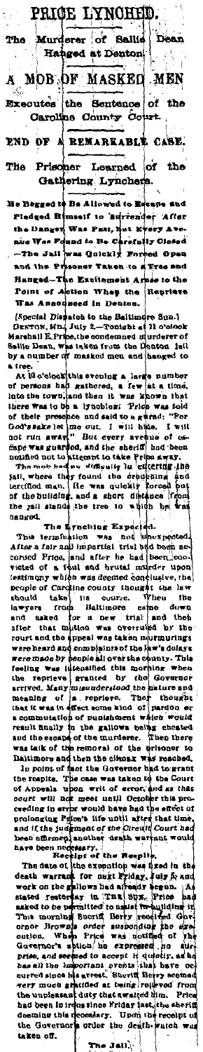# PRICE LYNCHED.

## The Murderer of Sallie Dean Hanged at Denton.

## A MOB OF MASKED MEN

### Executes the Sentence of the Caroline County Court.

## END OF A REMARKABLE CASE.

### The Prisoner Learned of the Gathering Lynchers.

**He Begged to Be Allowed to Escape and Pledged Himself to Surrender After the Danger Was Past, but Every Avenue Was Found to Be Carefully Closed—The Jail was Quickly Forced Open and the Prisoner Taken to a Tree and Hanged—The Excitement Arose to the Point of Action When the Reprieve Was Announced in Denton.**

[Special Dispatch to the Baltimore Sun.]

DENTON, MD., July 2.—Tonight at 11 o'clock Marshall E. Price, the condemned murderer of Sallie Dean, was taken from the Denton jail by a number of masked men and hanged to a tree.

At 10 o'clock this evening a large number of persons had gathered, a few at a time, into the town, and then it was known that there was to be a lynching. Price was told of their presence and said to a guard: "For God's sake let me out. I will hide. I will not run away." But every avenue of escape was guarded, and the sheriff had been notified not to attempt to take Price away.

The mob had no difficulty in entering the jail, where they found the crouching and terrified man. He was quickly forced out of the building, and a short distance from the jail stands the tree to which he was hanged.

### The Lynching Expected.

This termination was not unexpected. After a fair and impartial trial had been accorded Price, and after he had been convicted of a foul and brutal murder upon testimony which was deemed conclusive, the people of Caroline county thought the law should take its course. When the lawyers from Baltimore came down and asked for a new trial and then after that motion was overruled by the court and the appeal was taken murmurings were heard and complaints of the law's delays were made by people all over the county. This feeling was intensified this morning when the reprieve granted by the Governor arrived. Many misunderstood the nature and meaning of a reprieve. They thought that it was in effect some kind of pardon or a commutation of punishment which would result finally in the gallows being cheated and the escape of the murderer. Then there was talk of the removal of the prisoner to Baltimore and then the climax was reached.

In point of fact the Governor had to grant the respite. The case was taken to the Court of Appeals upon writ of error, and as that court will not meet until October this proceeding in error would have had the effect of prolonging Price's life until after that time, and if the judgment of the Circuit Court had been affirmed another death warrant would have been necessary.

### Receipt of the Respite.

The date of the execution was fixed in the death warrant for next Friday, July 5, and work on the gallows had already begun. As stated yesterday in THE SUN, Price had asked to be permitted to assist in building it. This morning Sheriff Berry received Governor Brown's order suspending the execution. When Price was notified of the Governor's action he expressed no surprise, and seemed to accept it quietly, as he has all the important events that have occurred since his arrest. Sheriff Berry seemed very much gratified at being relieved from the unpleasant duty that awaited him. Price had been in irons since Friday last, the sheriff deeming this necessary. Upon the receipt of the Governor's order the death watch was taken off.

### The Jail.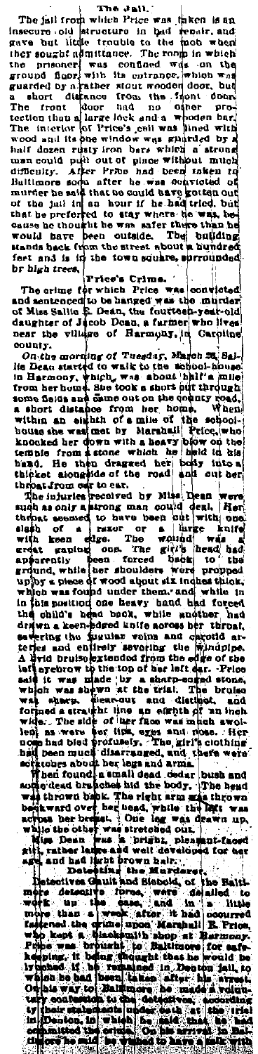### The Jail.

The jail from which Price was taken is an insecure old structure in bad repair, and gave but little trouble to the mob when they sought admittance. The room in which the prisoner was confined was on the ground floor, with its entrance, which was guarded by a rather stout wooden door, but a short distance from the front door. The front door had no other protection than a large lock and a wooden bar. The interior of Price's cell was lined with wood and its one window was guarded by a half dozen rusty iron bars which a strong man could pull out of place without much difficulty. After Price had been taken to Baltimore soon after he was convicted of murder he said that he could have gotten out of the jail in an hour if he had tried, but that he preferred to stay where he was, because he thought he was safer there than he would have been outside. The building stands back from the street about a hundred feet and is in the town square, surrounded by high trees.

### Price's Crime.

The crime for which Price was convicted and sentenced to be hanged was the murder of Miss Sallie E. Dean, the fourteen-year-old daughter of Jacob Dean, a farmer who lives near the village of Harmony, in Caroline county.

*On the morning of Tuesday, March 25,* Sallie Dean started to walk to the school-house in Harmony, which was about half a mile from her home. She took a short cut through some fields and came out on the county road, a short distance from her home. When within an eighth of a mile of the school-house she was met by Marshall Price, who knocked her down with a heavy blow on the temple from a stone which he held in his hand. He then dragged her body into a thicket alongside of the road and cut her throat from ear to ear.

The injuries received by Miss Dean were such as only a strong man could deal. Her throat seemed to have been cut with one slash of a razor or a large knife with keen edge. The wound was a great gaping one. The girl's head had apparently been forced back to the ground, while her shoulders were propped up by a piece of wood about six inches thick, which was found under them, and while in in this position one heavy hand had forced the child's head back, while another had drawn a keen-edged knife across her throat, severing the jugular veins and carotid arteries and entirely severing the windpipe. A livid bruise extended from the edge of the left eyebrow to the top of her left ear. Price said it was made by a sharp-edged stone, which was shown at the trial. The bruise was sharp, clear-cut and distinct, and formed a straight line an eighth of an inch wide. The side of her face was much swollen, as were her lips, eyes and nose. Her nose had bled profusely. The girl's clothing had been much disarranged, and there were scratches about her legs and arms.

When found, a small dead cedar bush and some dead branches hid the body. The head was thrown back. The right arm was thrown backward over her head, while the left was across her breast. One leg was drawn up, while the other was stretched out.

Miss Dean was a bright, pleasant-faced girl, rather large and well developed for her age, and had light brown hair.

### Detecting the Murderer.

Detectives Gault and Siebold, of the Baltimore detective force, were detailed to work up the case, and in a little more than a week after it had occurred fastened the crime upon Marshall E. Price, who kept a blacksmith shop at Harmony. Price was brought to Baltimore for safe-keeping, it being thought that he would be lynched if he remained in Denton jail, to which he had been taken after his arrest. On his way to Baltimore he made a voluntary confession to the detectives, according to their statements under oath at the trial in Denton, in which he said that he had committed the crime. On his arrival in Baltimore he said he wished to have a talk with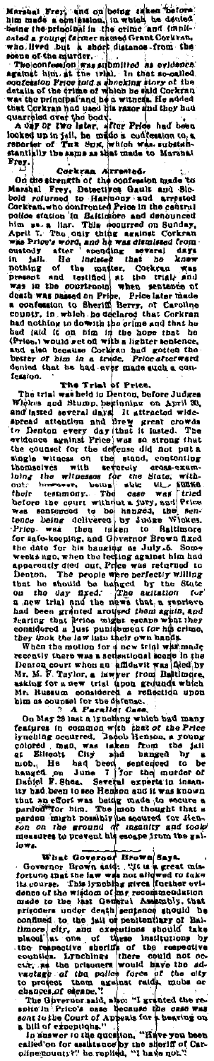Marshal Frey, and on being taken before him made a confession, in which he denied being the principal in the crime and implicated a young farmer named Grant Corkran, who lived but a short distance from the scene of the murder.

The confession was submitted as evidence against him at the trial. In that so-called confession Price told a shocking story of the details of the crime of which he said Corkran was the principal and he a witness. He added that Corkran had used his razor and they had quarreled over the body.

A day or two later, after Price had been locked up in jail, he made a confession to a reporter of THE SUN, which was substantially the same as that made to Marshal Frey.

## Corkran Arrested.

On the strength of the confession made to Marshal Frey, Detectives Gault and Seibold returned to Harmony and arrested Corkran, who confronted Price in the central police station in Baltimore and denounced him as a liar. This occurred on Sunday, April 7. The only thing against Corkran was Price's word, and he was dismissed from custody after spending several days in jail. He insisted that he knew nothing of the matter. Corkran was present and testified at the trial and was in the courtroom when sentence of death was passed on Price. Price later made a confession to Sheriff Berry, of Caroline county, in which he declared that Corkran had nothing to do with the crime and that he had laid it on him in the hope that he (Price) would get off with a lighter sentence, and also because Corkran had gotten the better of him in a trade. Price afterward denied that he had ever made such a confession.

## The Trial of Price.

The trial was held in Denton, before Judges Wickes and Stump, beginning on April 30, and lasted several days. It attracted widespread attention and drew great crowds to Denton every day that it lasted. The evidence against Price was so strong that the counsel for the defense did not put a single witness on the stand, contenting themselves with severely cross-examining the witnesses for the State, without, however, being able to shake their testimony. The case was tried before the court without a jury, and Price was sentenced to be hanged, the sentence being delivered by Judge Wickes. Price was then taken to Baltimore for safe-keeping, and Governor Brown fixed the date for his hanging as July 5. Some weeks ago, when the feeling against him had apparently died out, Price was returned to Denton. The people were perfectly willing that he should be hanged by the State on the day fixed. The agitation for a new trial and the news that a reprieve had been granted aroused them again, and fearing that Price might escape what they considered a just punishment for his crime, they took the law into their own hands.

When the motion for a new trial was made recently there was a sensational scene in the Denton court when an affidavit was filed by Mr. M. F. Taylor, a lawyer from Baltimore, asking for a new trial upon grounds which Mr. Russum considered a reflection upon him as counsel for the defense.

### A Parallel Case.

On May 28 last a lynching which had many features in common with that of the Price lynching occurred. Jacob Henson, a young colored man, was taken from the jail at Ellicott City and hanged by a mob. He had been sentenced to be hanged on June 1 for the murder of Daniel F. Shea. Several experts in insanity had been to see Henson and it was known that an effort was being made to secure a pardon for him. The mob thought that a pardon might possibly be secured for Henson on the ground of insanity and took measures to prevent his escape from the gallows.

## What Governor Brown Says.

Governor Brown said: "It is a great misfortune that the law was not allowed to take its course. This lynching gives further evidence of the wisdom of my recommendation made to the last General Assembly, that prisoners under death sentence should be confined to the jail or penitentiary of Baltimore city, and executions should take place at one of these institutions by the respective sheriffs of the respective counties. Lynchings there could not occur, as the prisoners would have the advantage of the police force of the city to protect them against raids, mobs or chances of escape."

The Governor said, also: "I granted the respite in Price's case because the case was sent to the Court of Appeals for a hearing on a bill of exceptions."

In answer to the question, "Have you been called on for assistance by the sheriff of Caroline county?" he replied, "I have not."